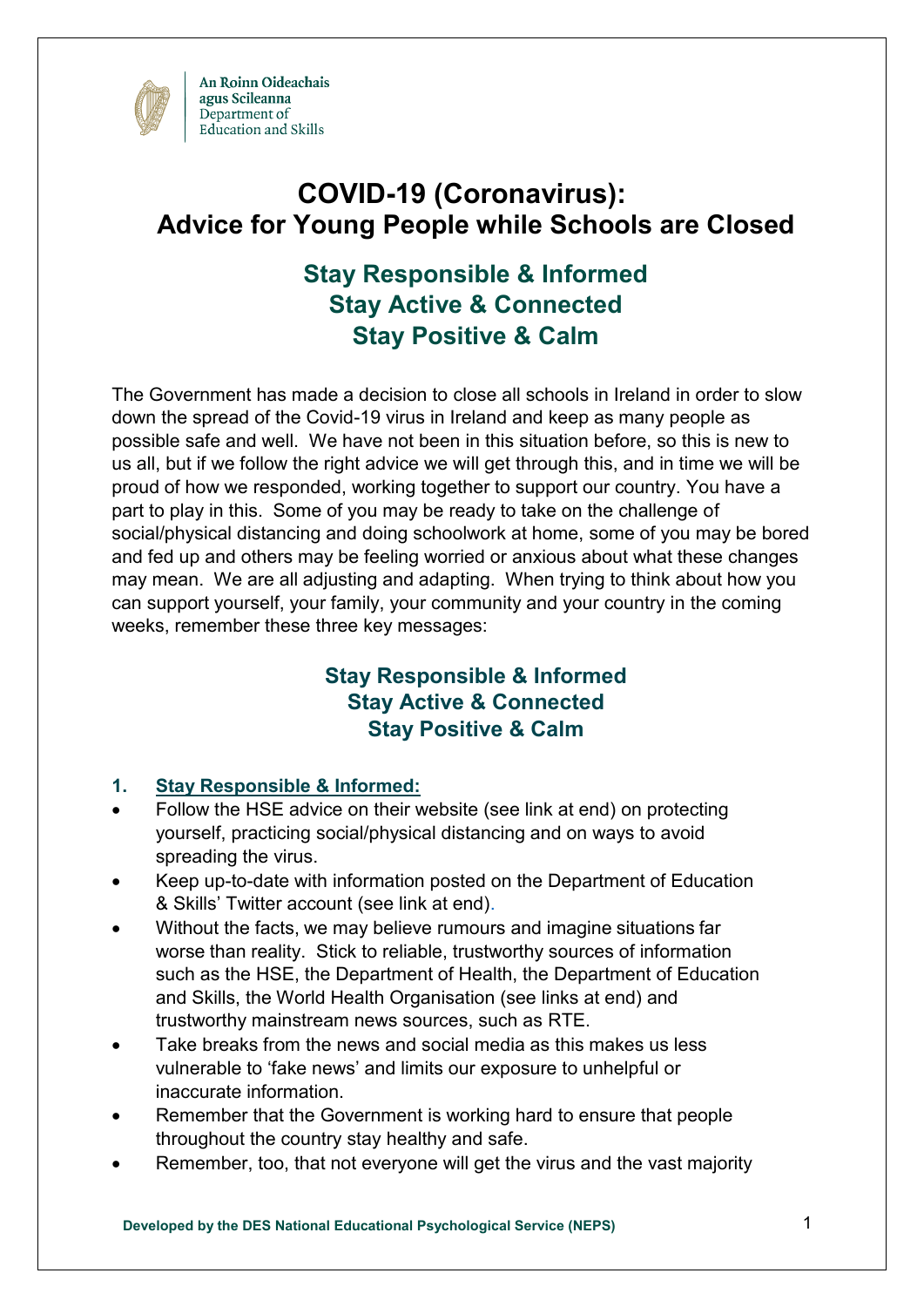An Roinn Oideachais agus Scileanna
Department of Education and Skills

# COVID-19 (Coronavirus): Advice for Young People while Schools are Closed

## Stay Responsible & Informed
## Stay Active & Connected
## Stay Positive & Calm

The Government has made a decision to close all schools in Ireland in order to slow down the spread of the Covid-19 virus in Ireland and keep as many people as possible safe and well. We have not been in this situation before, so this is new to us all, but if we follow the right advice we will get through this, and in time we will be proud of how we responded, working together to support our country. You have a part to play in this. Some of you may be ready to take on the challenge of social/physical distancing and doing schoolwork at home, some of you may be bored and fed up and others may be feeling worried or anxious about what these changes may mean. We are all adjusting and adapting. When trying to think about how you can support yourself, your family, your community and your country in the coming weeks, remember these three key messages:

**Stay Responsible & Informed**
**Stay Active & Connected**
**Stay Positive & Calm**

### 1. Stay Responsible & Informed:

- Follow the HSE advice on their website (see link at end) on protecting yourself, practicing social/physical distancing and on ways to avoid spreading the virus.
- Keep up-to-date with information posted on the Department of Education & Skills' Twitter account (see link at end).
- Without the facts, we may believe rumours and imagine situations far worse than reality. Stick to reliable, trustworthy sources of information such as the HSE, the Department of Health, the Department of Education and Skills, the World Health Organisation (see links at end) and trustworthy mainstream news sources, such as RTE.
- Take breaks from the news and social media as this makes us less vulnerable to 'fake news' and limits our exposure to unhelpful or inaccurate information.
- Remember that the Government is working hard to ensure that people throughout the country stay healthy and safe.
- Remember, too, that not everyone will get the virus and the vast majority

Developed by the DES National Educational Psychological Service (NEPS)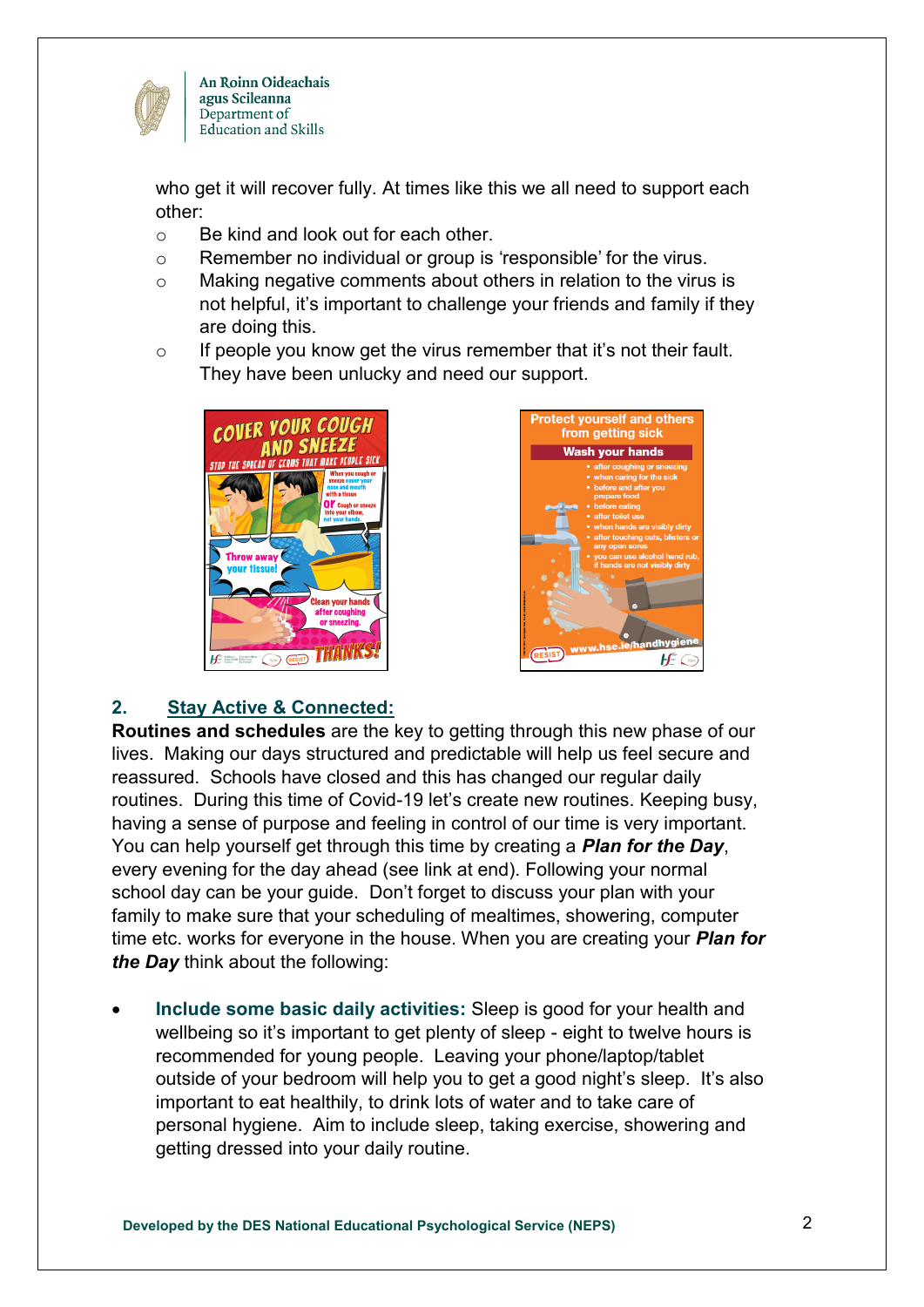who get it will recover fully. At times like this we all need to support each other:

- Be kind and look out for each other.
- Remember no individual or group is 'responsible' for the virus.
- Making negative comments about others in relation to the virus is not helpful, it's important to challenge your friends and family if they are doing this.
- If people you know get the virus remember that it's not their fault. They have been unlucky and need our support.

## 2. Stay Active & Connected:

**Routines and schedules** are the key to getting through this new phase of our lives. Making our days structured and predictable will help us feel secure and reassured. Schools have closed and this has changed our regular daily routines. During this time of Covid-19 let's create new routines. Keeping busy, having a sense of purpose and feeling in control of our time is very important. You can help yourself get through this time by creating a ***Plan for the Day***, every evening for the day ahead (see link at end). Following your normal school day can be your guide. Don't forget to discuss your plan with your family to make sure that your scheduling of mealtimes, showering, computer time etc. works for everyone in the house. When you are creating your ***Plan for the Day*** think about the following:

- **Include some basic daily activities:** Sleep is good for your health and wellbeing so it's important to get plenty of sleep - eight to twelve hours is recommended for young people. Leaving your phone/laptop/tablet outside of your bedroom will help you to get a good night's sleep. It's also important to eat healthily, to drink lots of water and to take care of personal hygiene. Aim to include sleep, taking exercise, showering and getting dressed into your daily routine.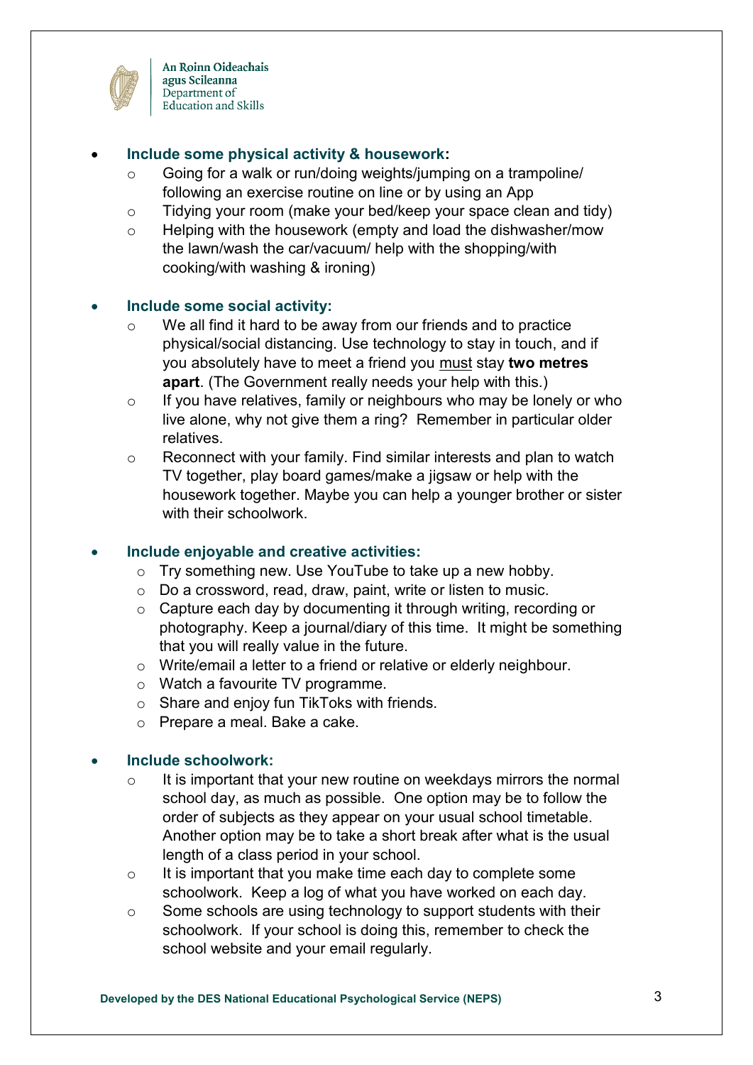- **Include some physical activity & housework:**
    - Going for a walk or run/doing weights/jumping on a trampoline/ following an exercise routine on line or by using an App
    - Tidying your room (make your bed/keep your space clean and tidy)
    - Helping with the housework (empty and load the dishwasher/mow the lawn/wash the car/vacuum/ help with the shopping/with cooking/with washing & ironing)

- **Include some social activity:**
    - We all find it hard to be away from our friends and to practice physical/social distancing. Use technology to stay in touch, and if you absolutely have to meet a friend you <u>must</u> stay **two metres apart**. (The Government really needs your help with this.)
    - If you have relatives, family or neighbours who may be lonely or who live alone, why not give them a ring? Remember in particular older relatives.
    - Reconnect with your family. Find similar interests and plan to watch TV together, play board games/make a jigsaw or help with the housework together. Maybe you can help a younger brother or sister with their schoolwork.

- **Include enjoyable and creative activities:**
    - Try something new. Use YouTube to take up a new hobby.
    - Do a crossword, read, draw, paint, write or listen to music.
    - Capture each day by documenting it through writing, recording or photography. Keep a journal/diary of this time. It might be something that you will really value in the future.
    - Write/email a letter to a friend or relative or elderly neighbour.
    - Watch a favourite TV programme.
    - Share and enjoy fun TikToks with friends.
    - Prepare a meal. Bake a cake.

- **Include schoolwork:**
    - It is important that your new routine on weekdays mirrors the normal school day, as much as possible. One option may be to follow the order of subjects as they appear on your usual school timetable. Another option may be to take a short break after what is the usual length of a class period in your school.
    - It is important that you make time each day to complete some schoolwork. Keep a log of what you have worked on each day.
    - Some schools are using technology to support students with their schoolwork. If your school is doing this, remember to check the school website and your email regularly.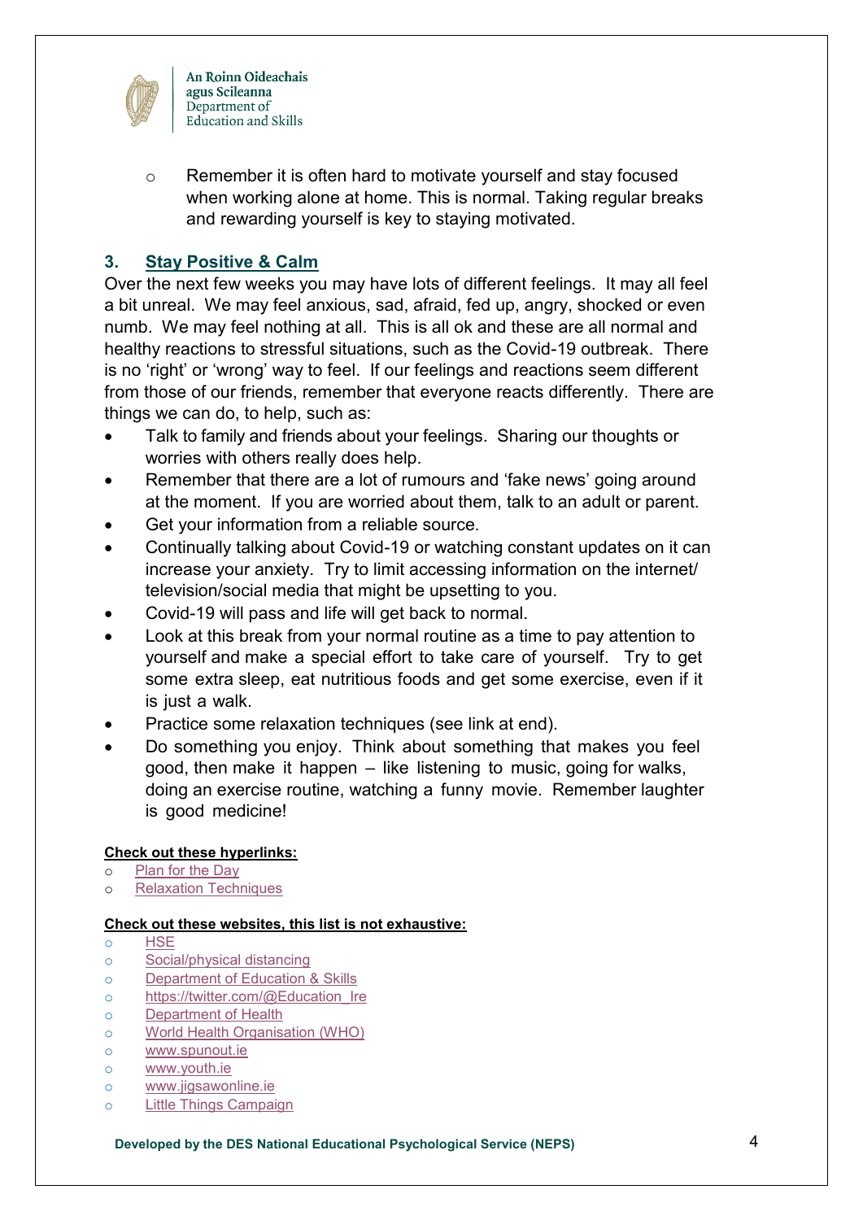An Roinn Oideachais agus Scileanna
Department of Education and Skills

- Remember it is often hard to motivate yourself and stay focused when working alone at home. This is normal. Taking regular breaks and rewarding yourself is key to staying motivated.

## 3. Stay Positive & Calm

Over the next few weeks you may have lots of different feelings. It may all feel a bit unreal. We may feel anxious, sad, afraid, fed up, angry, shocked or even numb. We may feel nothing at all. This is all ok and these are all normal and healthy reactions to stressful situations, such as the Covid-19 outbreak. There is no 'right' or 'wrong' way to feel. If our feelings and reactions seem different from those of our friends, remember that everyone reacts differently. There are things we can do, to help, such as:

- Talk to family and friends about your feelings. Sharing our thoughts or worries with others really does help.
- Remember that there are a lot of rumours and 'fake news' going around at the moment. If you are worried about them, talk to an adult or parent.
- Get your information from a reliable source.
- Continually talking about Covid-19 or watching constant updates on it can increase your anxiety. Try to limit accessing information on the internet/ television/social media that might be upsetting to you.
- Covid-19 will pass and life will get back to normal.
- Look at this break from your normal routine as a time to pay attention to yourself and make a special effort to take care of yourself. Try to get some extra sleep, eat nutritious foods and get some exercise, even if it is just a walk.
- Practice some relaxation techniques (see link at end).
- Do something you enjoy. Think about something that makes you feel good, then make it happen – like listening to music, going for walks, doing an exercise routine, watching a funny movie. Remember laughter is good medicine!

**Check out these hyperlinks:**

- Plan for the Day
- Relaxation Techniques

**Check out these websites, this list is not exhaustive:**

- HSE
- Social/physical distancing
- Department of Education & Skills
- https://twitter.com/@Education_Ire
- Department of Health
- World Health Organisation (WHO)
- www.spunout.ie
- www.youth.ie
- www.jigsawonline.ie
- Little Things Campaign

**Developed by the DES National Educational Psychological Service (NEPS)**